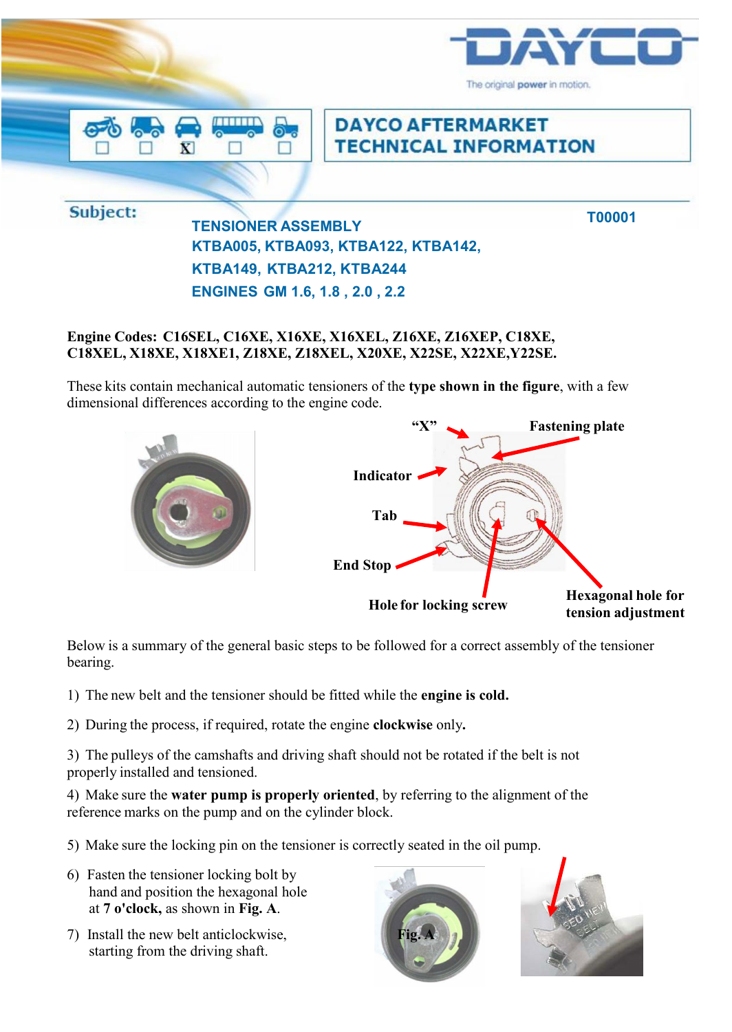# DAYCO AFTERMARKET TECHNICAL INFORMATION

**Subject:**

## TENSIONER ASSEMBLY
## KTBA005, KTBA093, KTBA122, KTBA142, KTBA149, KTBA212, KTBA244
## ENGINES GM 1.6, 1.8 , 2.0 , 2.2

**T00001**

**Engine Codes: C16SEL, C16XE, X16XE, X16XEL, Z16XE, Z16XEP, C18XE, C18XEL, X18XE, X18XE1, Z18XE, Z18XEL, X20XE, X22SE, X22XE,Y22SE.**

These kits contain mechanical automatic tensioners of the **type shown in the figure**, with a few dimensional differences according to the engine code.

**"X"** **Fastening plate** **Indicator** **Tab** **End Stop** **Hole for locking screw** **Hexagonal hole for tension adjustment**

Below is a summary of the general basic steps to be followed for a correct assembly of the tensioner bearing.

1) The new belt and the tensioner should be fitted while the **engine is cold.**

2) During the process, if required, rotate the engine **clockwise** only**.**

3) The pulleys of the camshafts and driving shaft should not be rotated if the belt is not properly installed and tensioned.

4) Make sure the **water pump is properly oriented**, by referring to the alignment of the reference marks on the pump and on the cylinder block.

5) Make sure the locking pin on the tensioner is correctly seated in the oil pump.

6) Fasten the tensioner locking bolt by hand and position the hexagonal hole at **7 o'clock,** as shown in **Fig. A**.

7) Install the new belt anticlockwise, starting from the driving shaft.

**Fig. A**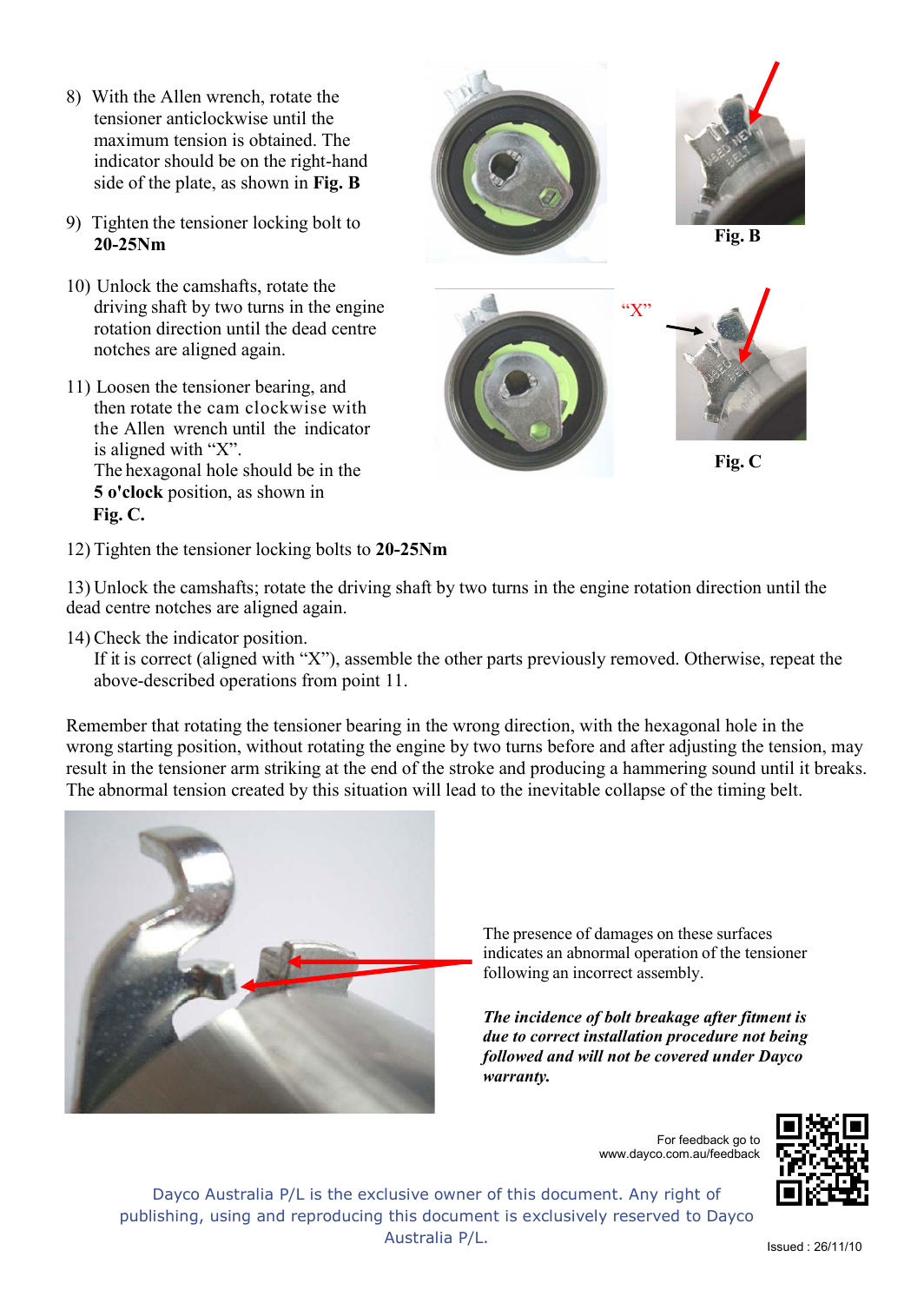8) With the Allen wrench, rotate the tensioner anticlockwise until the maximum tension is obtained. The indicator should be on the right-hand side of the plate, as shown in **Fig. B**

9) Tighten the tensioner locking bolt to **20-25Nm**

10) Unlock the camshafts, rotate the driving shaft by two turns in the engine rotation direction until the dead centre notches are aligned again.

11) Loosen the tensioner bearing, and then rotate the cam clockwise with the Allen wrench until the indicator is aligned with "X".
The hexagonal hole should be in the **5 o'clock** position, as shown in **Fig. C.**

Fig. B

"X"

Fig. C

12) Tighten the tensioner locking bolts to **20-25Nm**

13) Unlock the camshafts; rotate the driving shaft by two turns in the engine rotation direction until the dead centre notches are aligned again.

14) Check the indicator position.
If it is correct (aligned with "X"), assemble the other parts previously removed. Otherwise, repeat the above-described operations from point 11.

Remember that rotating the tensioner bearing in the wrong direction, with the hexagonal hole in the wrong starting position, without rotating the engine by two turns before and after adjusting the tension, may result in the tensioner arm striking at the end of the stroke and producing a hammering sound until it breaks. The abnormal tension created by this situation will lead to the inevitable collapse of the timing belt.

The presence of damages on these surfaces indicates an abnormal operation of the tensioner following an incorrect assembly.

***The incidence of bolt breakage after fitment is due to correct installation procedure not being followed and will not be covered under Dayco warranty.***

For feedback go to www.dayco.com.au/feedback

Dayco Australia P/L is the exclusive owner of this document. Any right of publishing, using and reproducing this document is exclusively reserved to Dayco Australia P/L.

Issued : 26/11/10